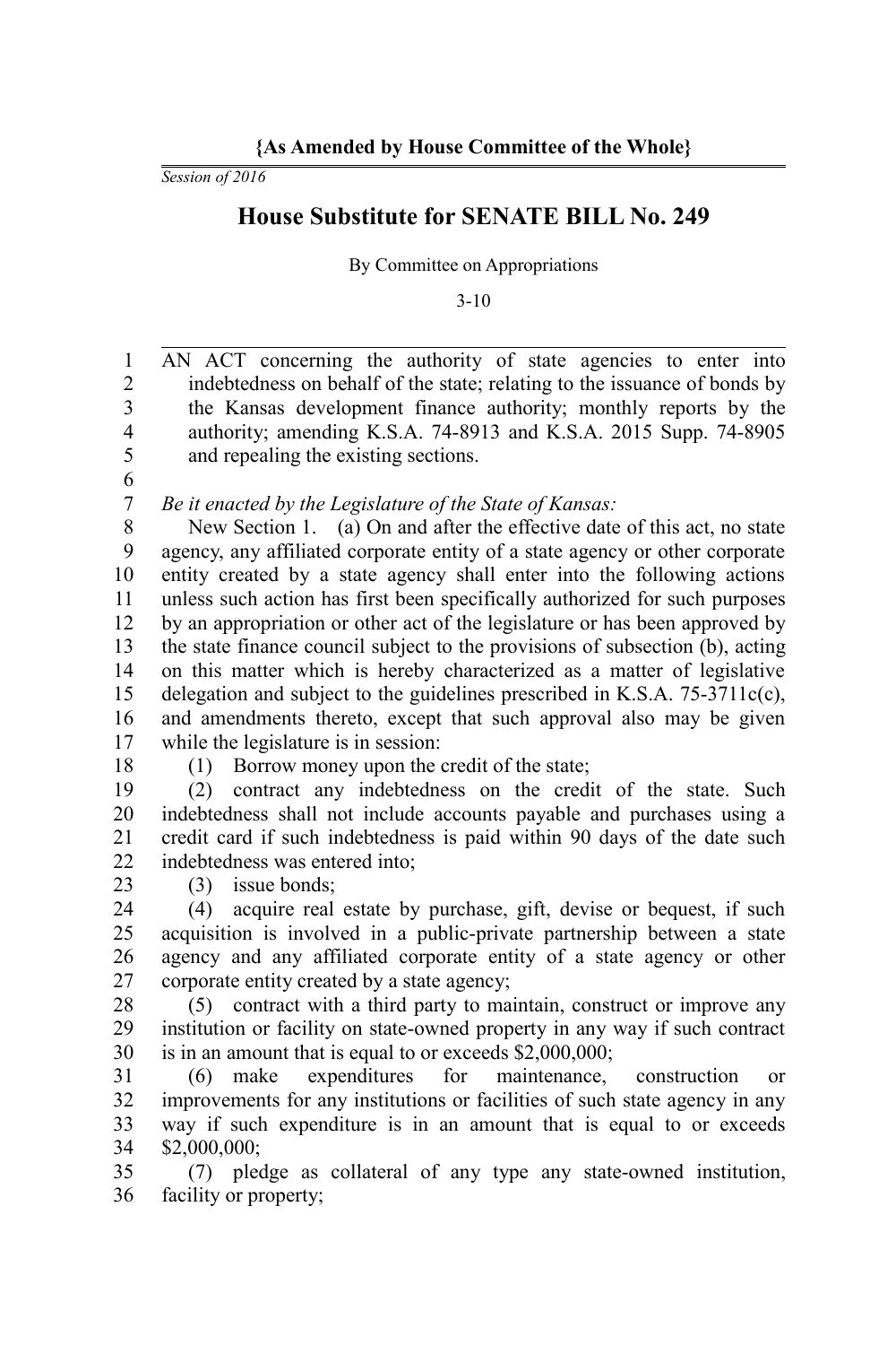**{As Amended by House Committee of the Whole}**

*Session of 2016*

# House Substitute for SENATE BILL No. 249

By Committee on Appropriations

3-10

AN ACT concerning the authority of state agencies to enter into indebtedness on behalf of the state; relating to the issuance of bonds by the Kansas development finance authority; monthly reports by the authority; amending K.S.A. 74-8913 and K.S.A. 2015 Supp. 74-8905 and repealing the existing sections.

*Be it enacted by the Legislature of the State of Kansas:*

New Section 1. (a) On and after the effective date of this act, no state agency, any affiliated corporate entity of a state agency or other corporate entity created by a state agency shall enter into the following actions unless such action has first been specifically authorized for such purposes by an appropriation or other act of the legislature or has been approved by the state finance council subject to the provisions of subsection (b), acting on this matter which is hereby characterized as a matter of legislative delegation and subject to the guidelines prescribed in K.S.A. 75-3711c(c), and amendments thereto, except that such approval also may be given while the legislature is in session:

(1) Borrow money upon the credit of the state;

(2) contract any indebtedness on the credit of the state. Such indebtedness shall not include accounts payable and purchases using a credit card if such indebtedness is paid within 90 days of the date such indebtedness was entered into;

(3) issue bonds;

(4) acquire real estate by purchase, gift, devise or bequest, if such acquisition is involved in a public-private partnership between a state agency and any affiliated corporate entity of a state agency or other corporate entity created by a state agency;

(5) contract with a third party to maintain, construct or improve any institution or facility on state-owned property in any way if such contract is in an amount that is equal to or exceeds $2,000,000;

(6) make expenditures for maintenance, construction or improvements for any institutions or facilities of such state agency in any way if such expenditure is in an amount that is equal to or exceeds $2,000,000;

(7) pledge as collateral of any type any state-owned institution, facility or property;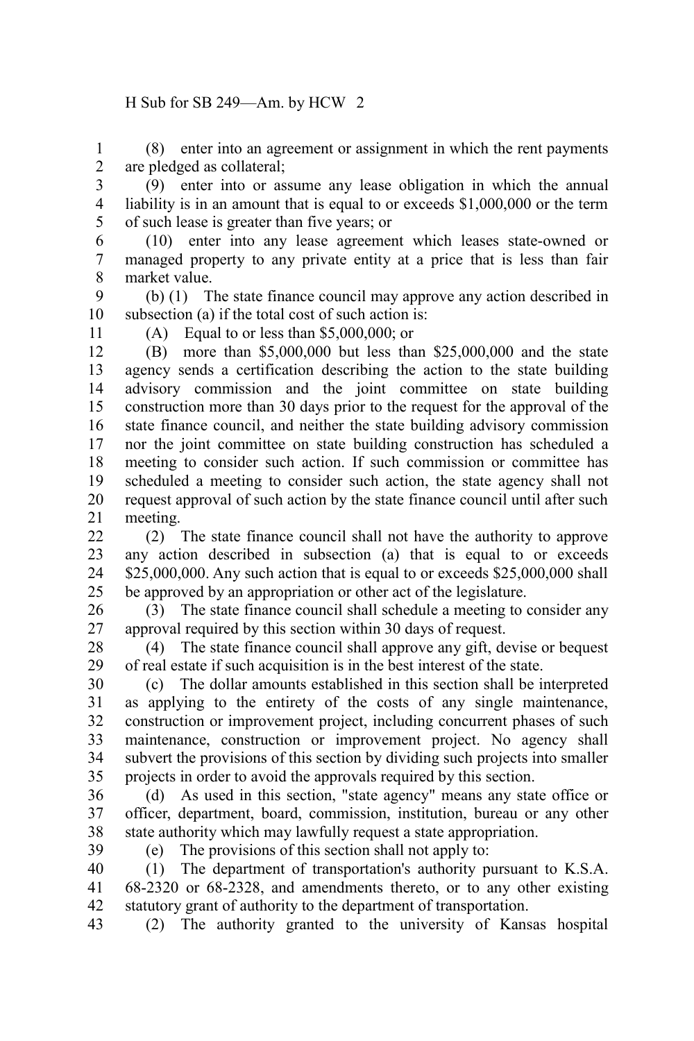(8) enter into an agreement or assignment in which the rent payments are pledged as collateral;

(9) enter into or assume any lease obligation in which the annual liability is in an amount that is equal to or exceeds $1,000,000 or the term of such lease is greater than five years; or

(10) enter into any lease agreement which leases state-owned or managed property to any private entity at a price that is less than fair market value.

(b) (1) The state finance council may approve any action described in subsection (a) if the total cost of such action is:

(A) Equal to or less than $5,000,000; or

(B) more than $5,000,000 but less than $25,000,000 and the state agency sends a certification describing the action to the state building advisory commission and the joint committee on state building construction more than 30 days prior to the request for the approval of the state finance council, and neither the state building advisory commission nor the joint committee on state building construction has scheduled a meeting to consider such action. If such commission or committee has scheduled a meeting to consider such action, the state agency shall not request approval of such action by the state finance council until after such meeting.

(2) The state finance council shall not have the authority to approve any action described in subsection (a) that is equal to or exceeds $25,000,000. Any such action that is equal to or exceeds $25,000,000 shall be approved by an appropriation or other act of the legislature.

(3) The state finance council shall schedule a meeting to consider any approval required by this section within 30 days of request.

(4) The state finance council shall approve any gift, devise or bequest of real estate if such acquisition is in the best interest of the state.

(c) The dollar amounts established in this section shall be interpreted as applying to the entirety of the costs of any single maintenance, construction or improvement project, including concurrent phases of such maintenance, construction or improvement project. No agency shall subvert the provisions of this section by dividing such projects into smaller projects in order to avoid the approvals required by this section.

(d) As used in this section, "state agency" means any state office or officer, department, board, commission, institution, bureau or any other state authority which may lawfully request a state appropriation.

(e) The provisions of this section shall not apply to:

(1) The department of transportation's authority pursuant to K.S.A. 68-2320 or 68-2328, and amendments thereto, or to any other existing statutory grant of authority to the department of transportation.

(2) The authority granted to the university of Kansas hospital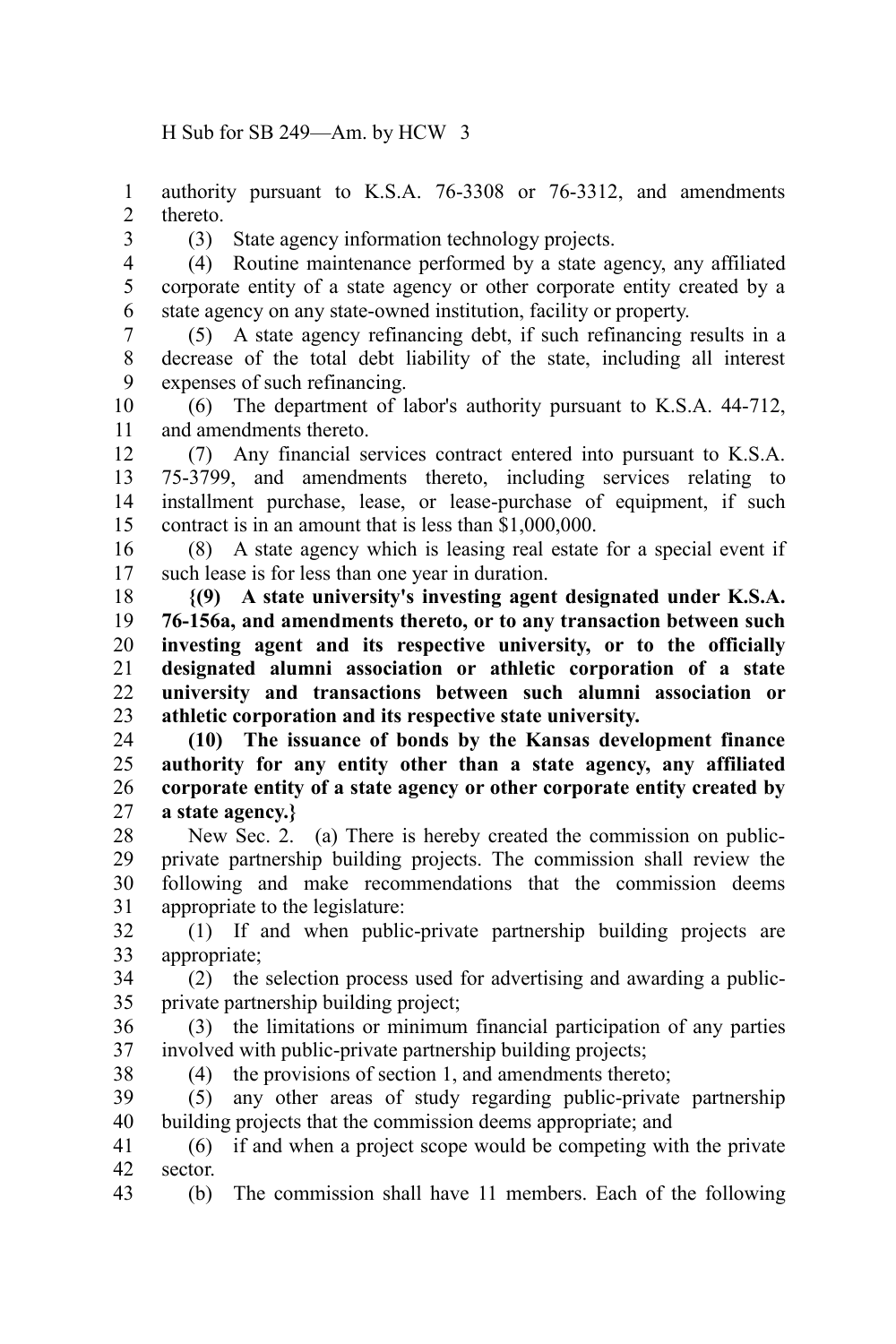authority pursuant to K.S.A. 76-3308 or 76-3312, and amendments thereto.

(3) State agency information technology projects.

(4) Routine maintenance performed by a state agency, any affiliated corporate entity of a state agency or other corporate entity created by a state agency on any state-owned institution, facility or property.

(5) A state agency refinancing debt, if such refinancing results in a decrease of the total debt liability of the state, including all interest expenses of such refinancing.

(6) The department of labor's authority pursuant to K.S.A. 44-712, and amendments thereto.

(7) Any financial services contract entered into pursuant to K.S.A. 75-3799, and amendments thereto, including services relating to installment purchase, lease, or lease-purchase of equipment, if such contract is in an amount that is less than $1,000,000.

(8) A state agency which is leasing real estate for a special event if such lease is for less than one year in duration.

**{(9) A state university's investing agent designated under K.S.A. 76-156a, and amendments thereto, or to any transaction between such investing agent and its respective university, or to the officially designated alumni association or athletic corporation of a state university and transactions between such alumni association or athletic corporation and its respective state university.**

**(10) The issuance of bonds by the Kansas development finance authority for any entity other than a state agency, any affiliated corporate entity of a state agency or other corporate entity created by a state agency.}**

New Sec. 2. (a) There is hereby created the commission on public-private partnership building projects. The commission shall review the following and make recommendations that the commission deems appropriate to the legislature:

(1) If and when public-private partnership building projects are appropriate;

(2) the selection process used for advertising and awarding a public-private partnership building project;

(3) the limitations or minimum financial participation of any parties involved with public-private partnership building projects;

(4) the provisions of section 1, and amendments thereto;

(5) any other areas of study regarding public-private partnership building projects that the commission deems appropriate; and

(6) if and when a project scope would be competing with the private sector.

(b) The commission shall have 11 members. Each of the following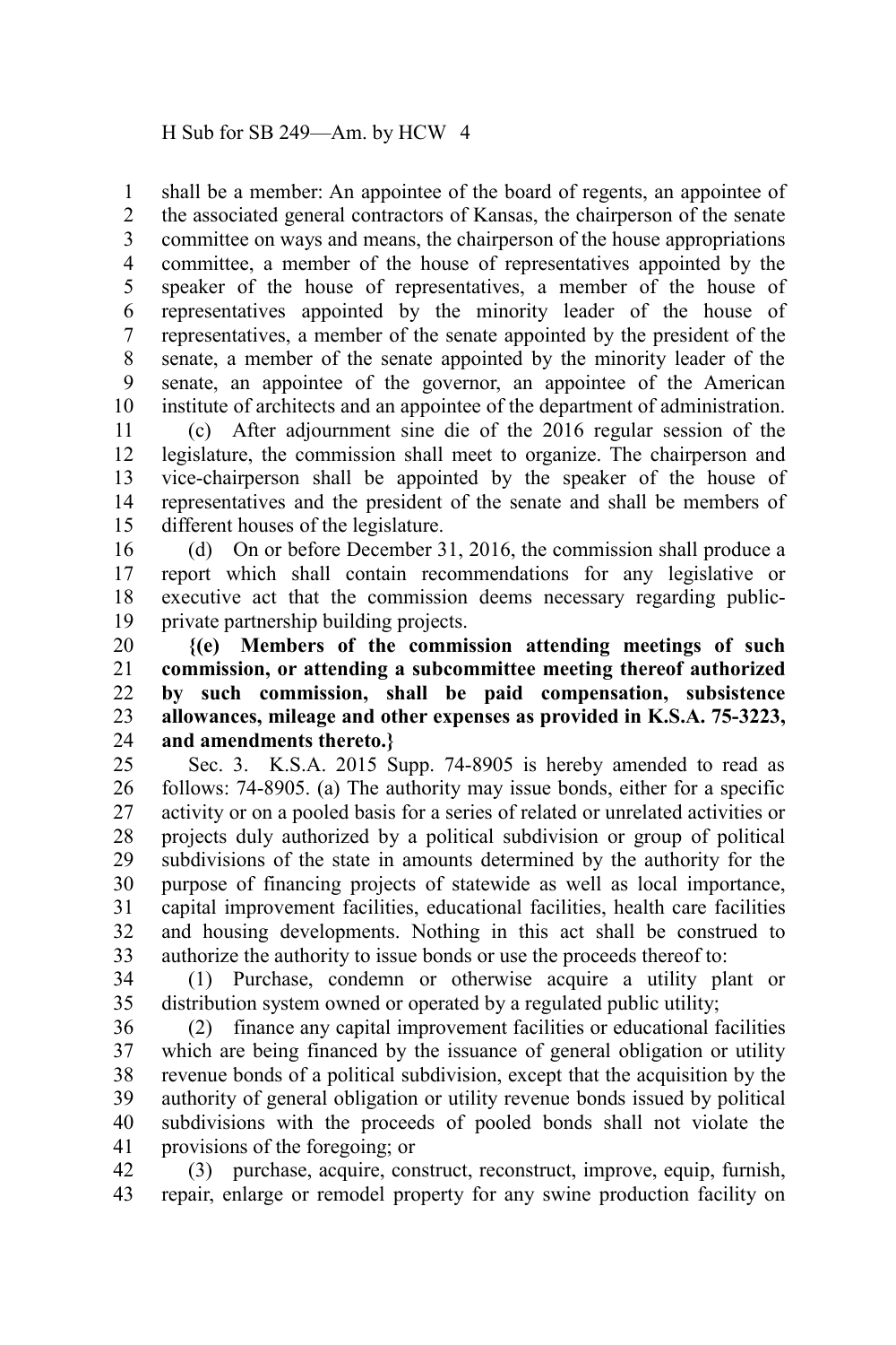shall be a member: An appointee of the board of regents, an appointee of the associated general contractors of Kansas, the chairperson of the senate committee on ways and means, the chairperson of the house appropriations committee, a member of the house of representatives appointed by the speaker of the house of representatives, a member of the house of representatives appointed by the minority leader of the house of representatives, a member of the senate appointed by the president of the senate, a member of the senate appointed by the minority leader of the senate, an appointee of the governor, an appointee of the American institute of architects and an appointee of the department of administration.

(c) After adjournment sine die of the 2016 regular session of the legislature, the commission shall meet to organize. The chairperson and vice-chairperson shall be appointed by the speaker of the house of representatives and the president of the senate and shall be members of different houses of the legislature.

(d) On or before December 31, 2016, the commission shall produce a report which shall contain recommendations for any legislative or executive act that the commission deems necessary regarding public-private partnership building projects.

**{(e) Members of the commission attending meetings of such commission, or attending a subcommittee meeting thereof authorized by such commission, shall be paid compensation, subsistence allowances, mileage and other expenses as provided in K.S.A. 75-3223, and amendments thereto.}**

Sec. 3. K.S.A. 2015 Supp. 74-8905 is hereby amended to read as follows: 74-8905. (a) The authority may issue bonds, either for a specific activity or on a pooled basis for a series of related or unrelated activities or projects duly authorized by a political subdivision or group of political subdivisions of the state in amounts determined by the authority for the purpose of financing projects of statewide as well as local importance, capital improvement facilities, educational facilities, health care facilities and housing developments. Nothing in this act shall be construed to authorize the authority to issue bonds or use the proceeds thereof to:

(1) Purchase, condemn or otherwise acquire a utility plant or distribution system owned or operated by a regulated public utility;

(2) finance any capital improvement facilities or educational facilities which are being financed by the issuance of general obligation or utility revenue bonds of a political subdivision, except that the acquisition by the authority of general obligation or utility revenue bonds issued by political subdivisions with the proceeds of pooled bonds shall not violate the provisions of the foregoing; or

(3) purchase, acquire, construct, reconstruct, improve, equip, furnish, repair, enlarge or remodel property for any swine production facility on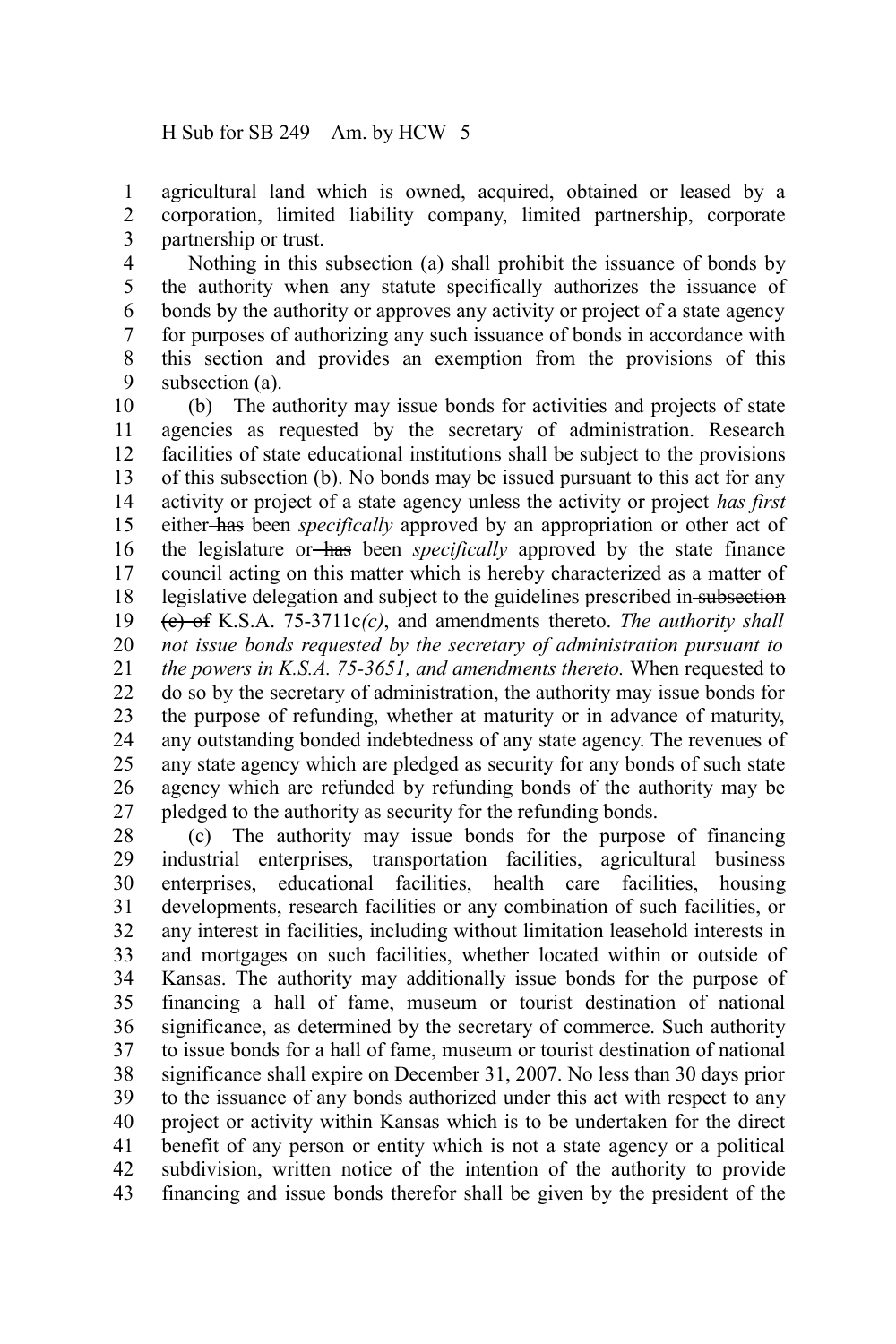agricultural land which is owned, acquired, obtained or leased by a corporation, limited liability company, limited partnership, corporate partnership or trust.

Nothing in this subsection (a) shall prohibit the issuance of bonds by the authority when any statute specifically authorizes the issuance of bonds by the authority or approves any activity or project of a state agency for purposes of authorizing any such issuance of bonds in accordance with this section and provides an exemption from the provisions of this subsection (a).

(b) The authority may issue bonds for activities and projects of state agencies as requested by the secretary of administration. Research facilities of state educational institutions shall be subject to the provisions of this subsection (b). No bonds may be issued pursuant to this act for any activity or project of a state agency unless the activity or project *has first* either ~~has~~ been *specifically* approved by an appropriation or other act of the legislature or ~~has~~ been *specifically* approved by the state finance council acting on this matter which is hereby characterized as a matter of legislative delegation and subject to the guidelines prescribed in ~~subsection (c) of~~ K.S.A. 75-3711c*(c)*, and amendments thereto. *The authority shall not issue bonds requested by the secretary of administration pursuant to the powers in K.S.A. 75-3651, and amendments thereto.* When requested to do so by the secretary of administration, the authority may issue bonds for the purpose of refunding, whether at maturity or in advance of maturity, any outstanding bonded indebtedness of any state agency. The revenues of any state agency which are pledged as security for any bonds of such state agency which are refunded by refunding bonds of the authority may be pledged to the authority as security for the refunding bonds.

(c) The authority may issue bonds for the purpose of financing industrial enterprises, transportation facilities, agricultural business enterprises, educational facilities, health care facilities, housing developments, research facilities or any combination of such facilities, or any interest in facilities, including without limitation leasehold interests in and mortgages on such facilities, whether located within or outside of Kansas. The authority may additionally issue bonds for the purpose of financing a hall of fame, museum or tourist destination of national significance, as determined by the secretary of commerce. Such authority to issue bonds for a hall of fame, museum or tourist destination of national significance shall expire on December 31, 2007. No less than 30 days prior to the issuance of any bonds authorized under this act with respect to any project or activity within Kansas which is to be undertaken for the direct benefit of any person or entity which is not a state agency or a political subdivision, written notice of the intention of the authority to provide financing and issue bonds therefor shall be given by the president of the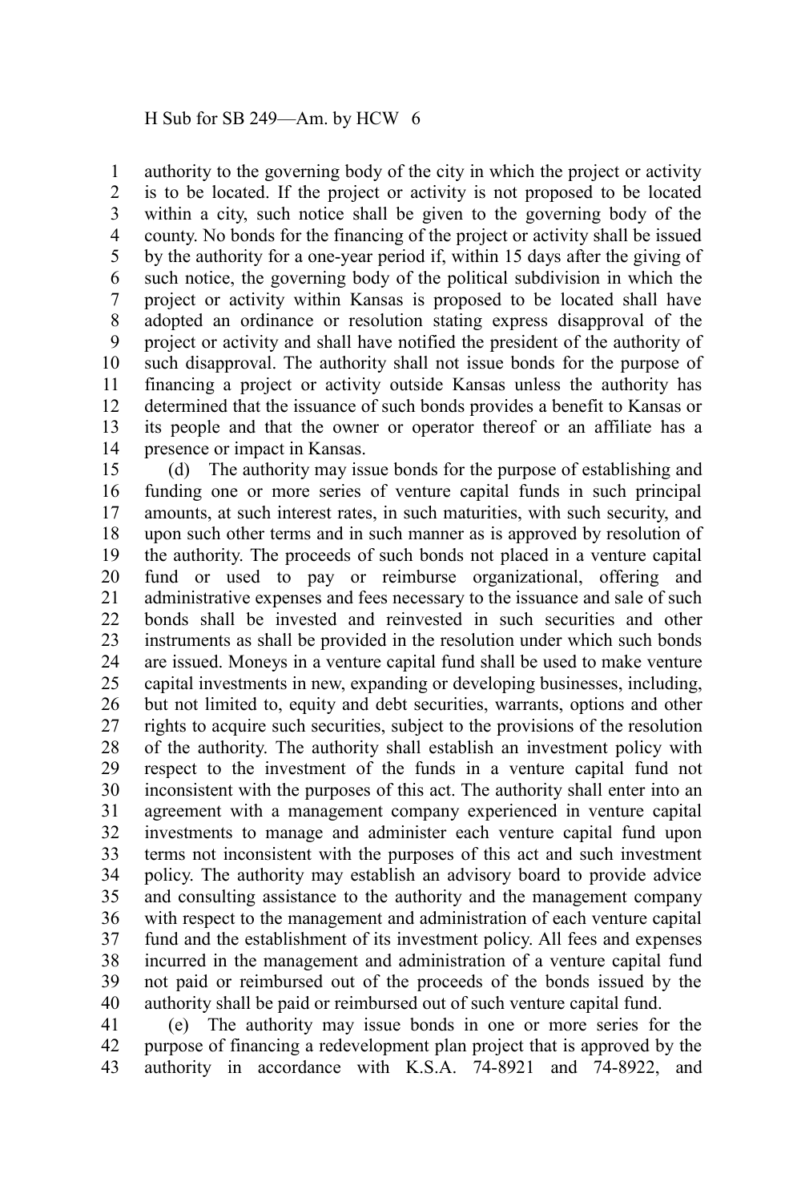authority to the governing body of the city in which the project or activity is to be located. If the project or activity is not proposed to be located within a city, such notice shall be given to the governing body of the county. No bonds for the financing of the project or activity shall be issued by the authority for a one-year period if, within 15 days after the giving of such notice, the governing body of the political subdivision in which the project or activity within Kansas is proposed to be located shall have adopted an ordinance or resolution stating express disapproval of the project or activity and shall have notified the president of the authority of such disapproval. The authority shall not issue bonds for the purpose of financing a project or activity outside Kansas unless the authority has determined that the issuance of such bonds provides a benefit to Kansas or its people and that the owner or operator thereof or an affiliate has a presence or impact in Kansas.

(d) The authority may issue bonds for the purpose of establishing and funding one or more series of venture capital funds in such principal amounts, at such interest rates, in such maturities, with such security, and upon such other terms and in such manner as is approved by resolution of the authority. The proceeds of such bonds not placed in a venture capital fund or used to pay or reimburse organizational, offering and administrative expenses and fees necessary to the issuance and sale of such bonds shall be invested and reinvested in such securities and other instruments as shall be provided in the resolution under which such bonds are issued. Moneys in a venture capital fund shall be used to make venture capital investments in new, expanding or developing businesses, including, but not limited to, equity and debt securities, warrants, options and other rights to acquire such securities, subject to the provisions of the resolution of the authority. The authority shall establish an investment policy with respect to the investment of the funds in a venture capital fund not inconsistent with the purposes of this act. The authority shall enter into an agreement with a management company experienced in venture capital investments to manage and administer each venture capital fund upon terms not inconsistent with the purposes of this act and such investment policy. The authority may establish an advisory board to provide advice and consulting assistance to the authority and the management company with respect to the management and administration of each venture capital fund and the establishment of its investment policy. All fees and expenses incurred in the management and administration of a venture capital fund not paid or reimbursed out of the proceeds of the bonds issued by the authority shall be paid or reimbursed out of such venture capital fund.

(e) The authority may issue bonds in one or more series for the purpose of financing a redevelopment plan project that is approved by the authority in accordance with K.S.A. 74-8921 and 74-8922, and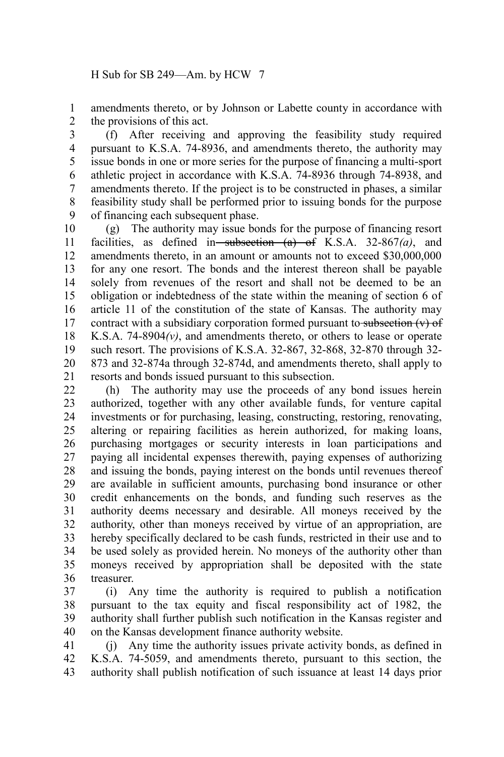amendments thereto, or by Johnson or Labette county in accordance with the provisions of this act.

(f) After receiving and approving the feasibility study required pursuant to K.S.A. 74-8936, and amendments thereto, the authority may issue bonds in one or more series for the purpose of financing a multi-sport athletic project in accordance with K.S.A. 74-8936 through 74-8938, and amendments thereto. If the project is to be constructed in phases, a similar feasibility study shall be performed prior to issuing bonds for the purpose of financing each subsequent phase.

(g) The authority may issue bonds for the purpose of financing resort facilities, as defined in ~~subsection (a) of~~ K.S.A. 32-867*(a)*, and amendments thereto, in an amount or amounts not to exceed $30,000,000 for any one resort. The bonds and the interest thereon shall be payable solely from revenues of the resort and shall not be deemed to be an obligation or indebtedness of the state within the meaning of section 6 of article 11 of the constitution of the state of Kansas. The authority may contract with a subsidiary corporation formed pursuant to ~~subsection (v) of~~ K.S.A. 74-8904*(v)*, and amendments thereto, or others to lease or operate such resort. The provisions of K.S.A. 32-867, 32-868, 32-870 through 32-873 and 32-874a through 32-874d, and amendments thereto, shall apply to resorts and bonds issued pursuant to this subsection.

(h) The authority may use the proceeds of any bond issues herein authorized, together with any other available funds, for venture capital investments or for purchasing, leasing, constructing, restoring, renovating, altering or repairing facilities as herein authorized, for making loans, purchasing mortgages or security interests in loan participations and paying all incidental expenses therewith, paying expenses of authorizing and issuing the bonds, paying interest on the bonds until revenues thereof are available in sufficient amounts, purchasing bond insurance or other credit enhancements on the bonds, and funding such reserves as the authority deems necessary and desirable. All moneys received by the authority, other than moneys received by virtue of an appropriation, are hereby specifically declared to be cash funds, restricted in their use and to be used solely as provided herein. No moneys of the authority other than moneys received by appropriation shall be deposited with the state treasurer.

(i) Any time the authority is required to publish a notification pursuant to the tax equity and fiscal responsibility act of 1982, the authority shall further publish such notification in the Kansas register and on the Kansas development finance authority website.

(j) Any time the authority issues private activity bonds, as defined in K.S.A. 74-5059, and amendments thereto, pursuant to this section, the authority shall publish notification of such issuance at least 14 days prior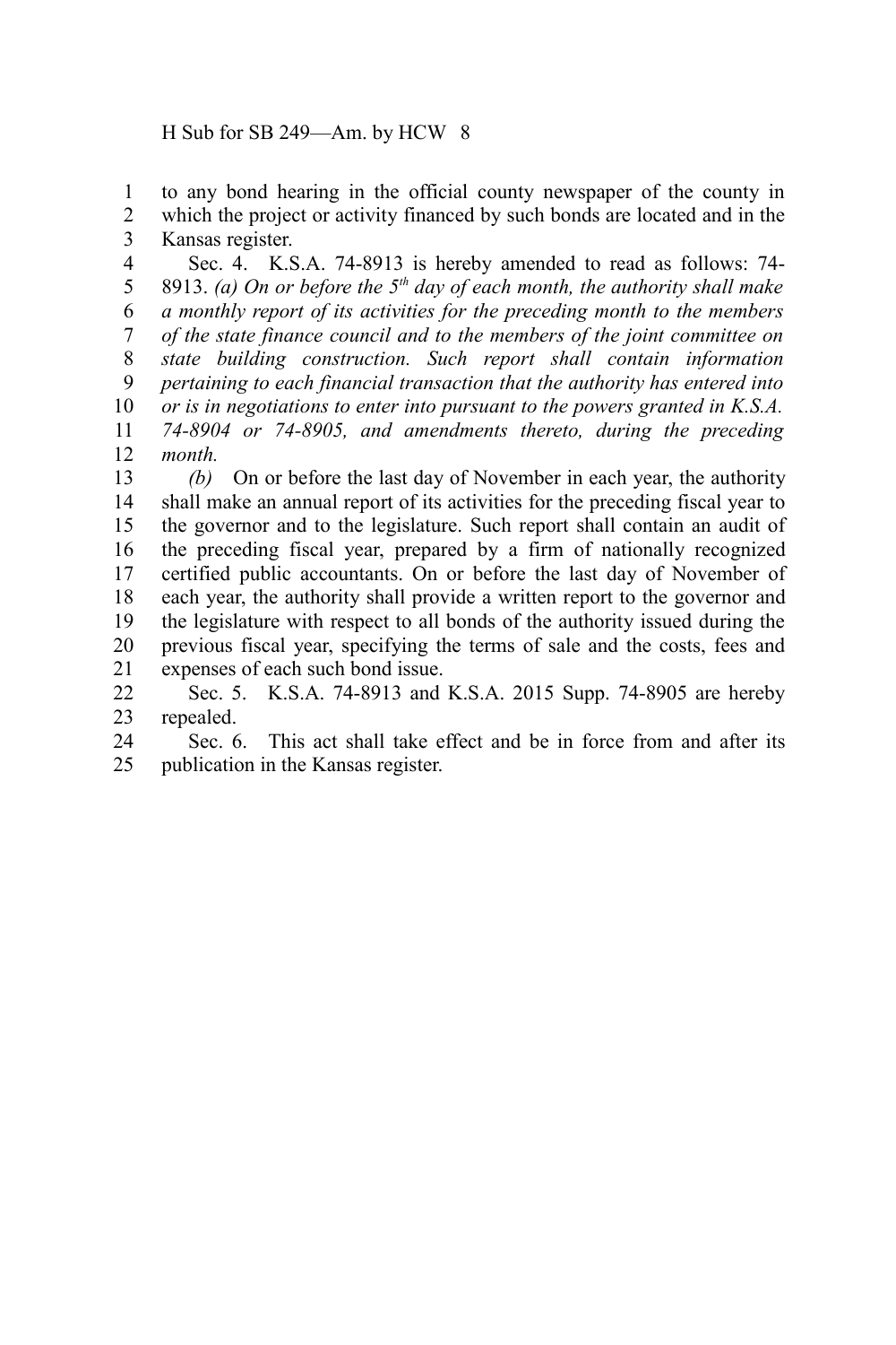to any bond hearing in the official county newspaper of the county in which the project or activity financed by such bonds are located and in the Kansas register.

Sec. 4. K.S.A. 74-8913 is hereby amended to read as follows: 74-8913. *(a) On or before the 5th day of each month, the authority shall make a monthly report of its activities for the preceding month to the members of the state finance council and to the members of the joint committee on state building construction. Such report shall contain information pertaining to each financial transaction that the authority has entered into or is in negotiations to enter into pursuant to the powers granted in K.S.A. 74-8904 or 74-8905, and amendments thereto, during the preceding month.*

*(b)* On or before the last day of November in each year, the authority shall make an annual report of its activities for the preceding fiscal year to the governor and to the legislature. Such report shall contain an audit of the preceding fiscal year, prepared by a firm of nationally recognized certified public accountants. On or before the last day of November of each year, the authority shall provide a written report to the governor and the legislature with respect to all bonds of the authority issued during the previous fiscal year, specifying the terms of sale and the costs, fees and expenses of each such bond issue.

Sec. 5. K.S.A. 74-8913 and K.S.A. 2015 Supp. 74-8905 are hereby repealed.

Sec. 6. This act shall take effect and be in force from and after its publication in the Kansas register.